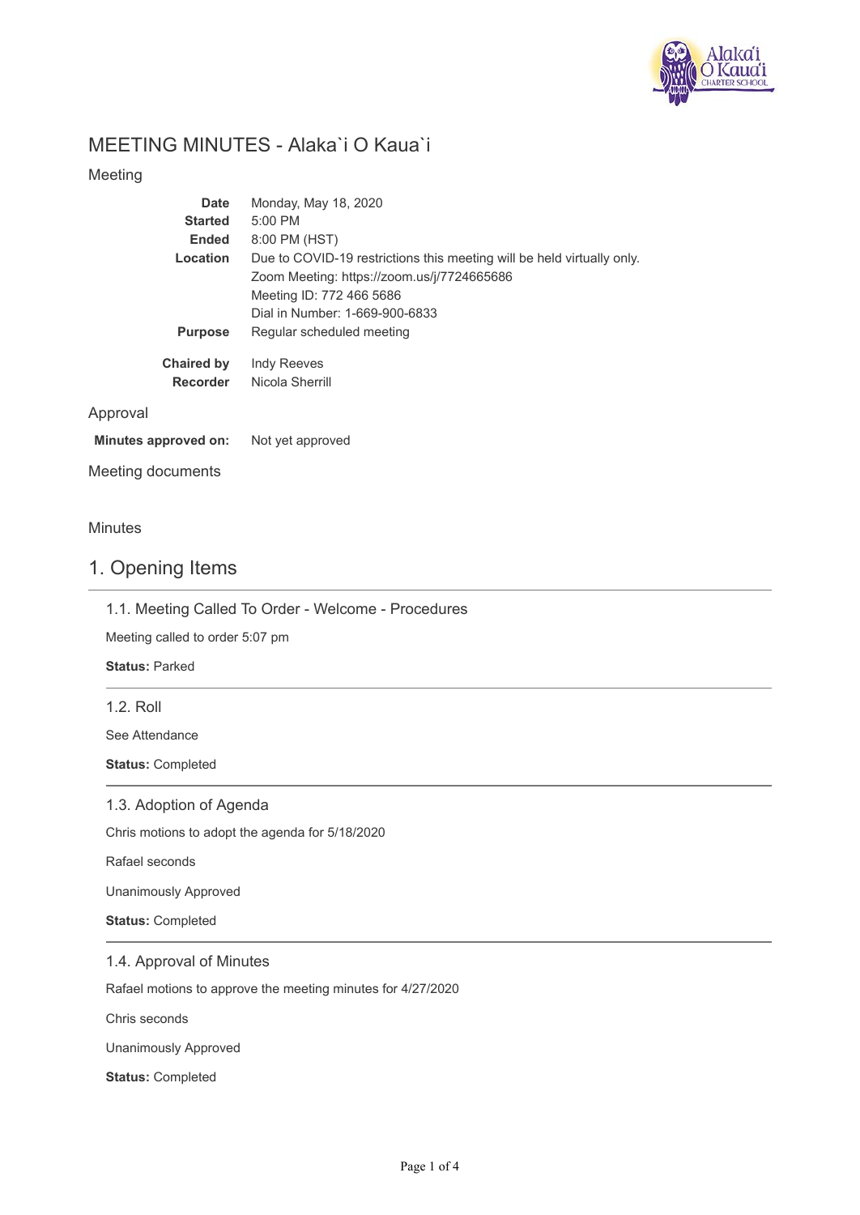# MEETING MINUTES - Alaka`i O Kaua`i

## Meeting

| | |
|---|---|
| **Date** | Monday, May 18, 2020 |
| **Started** | 5:00 PM |
| **Ended** | 8:00 PM (HST) |
| **Location** | Due to COVID-19 restrictions this meeting will be held virtually only.<br>Zoom Meeting: https://zoom.us/j/7724665686<br>Meeting ID: 772 466 5686<br>Dial in Number: 1-669-900-6833 |
| **Purpose** | Regular scheduled meeting |
| **Chaired by** | Indy Reeves |
| **Recorder** | Nicola Sherrill |

## Approval

**Minutes approved on:** Not yet approved

## Meeting documents

## Minutes

## 1. Opening Items

### 1.1. Meeting Called To Order - Welcome - Procedures

Meeting called to order 5:07 pm

**Status:** Parked

### 1.2. Roll

See Attendance

**Status:** Completed

### 1.3. Adoption of Agenda

Chris motions to adopt the agenda for 5/18/2020

Rafael seconds

Unanimously Approved

**Status:** Completed

### 1.4. Approval of Minutes

Rafael motions to approve the meeting minutes for 4/27/2020

Chris seconds

Unanimously Approved

**Status:** Completed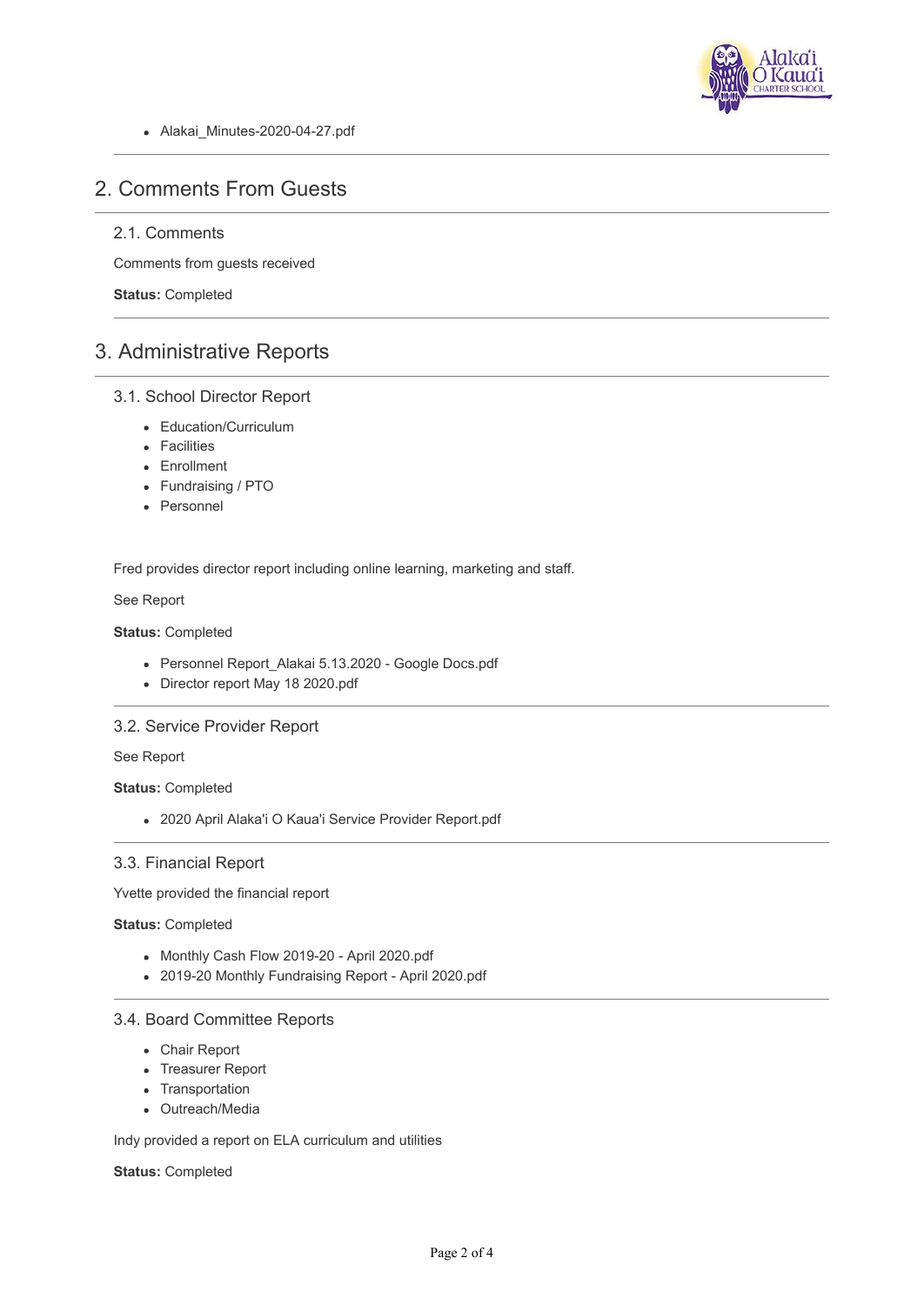- Alakai_Minutes-2020-04-27.pdf

## 2. Comments From Guests

### 2.1. Comments

Comments from guests received

**Status:** Completed

## 3. Administrative Reports

### 3.1. School Director Report

- Education/Curriculum
- Facilities
- Enrollment
- Fundraising / PTO
- Personnel

Fred provides director report including online learning, marketing and staff.

See Report

**Status:** Completed

- Personnel Report_Alakai 5.13.2020 - Google Docs.pdf
- Director report May 18 2020.pdf

### 3.2. Service Provider Report

See Report

**Status:** Completed

- 2020 April Alaka'i O Kaua'i Service Provider Report.pdf

### 3.3. Financial Report

Yvette provided the financial report

**Status:** Completed

- Monthly Cash Flow 2019-20 - April 2020.pdf
- 2019-20 Monthly Fundraising Report - April 2020.pdf

### 3.4. Board Committee Reports

- Chair Report
- Treasurer Report
- Transportation
- Outreach/Media

Indy provided a report on ELA curriculum and utilities

**Status:** Completed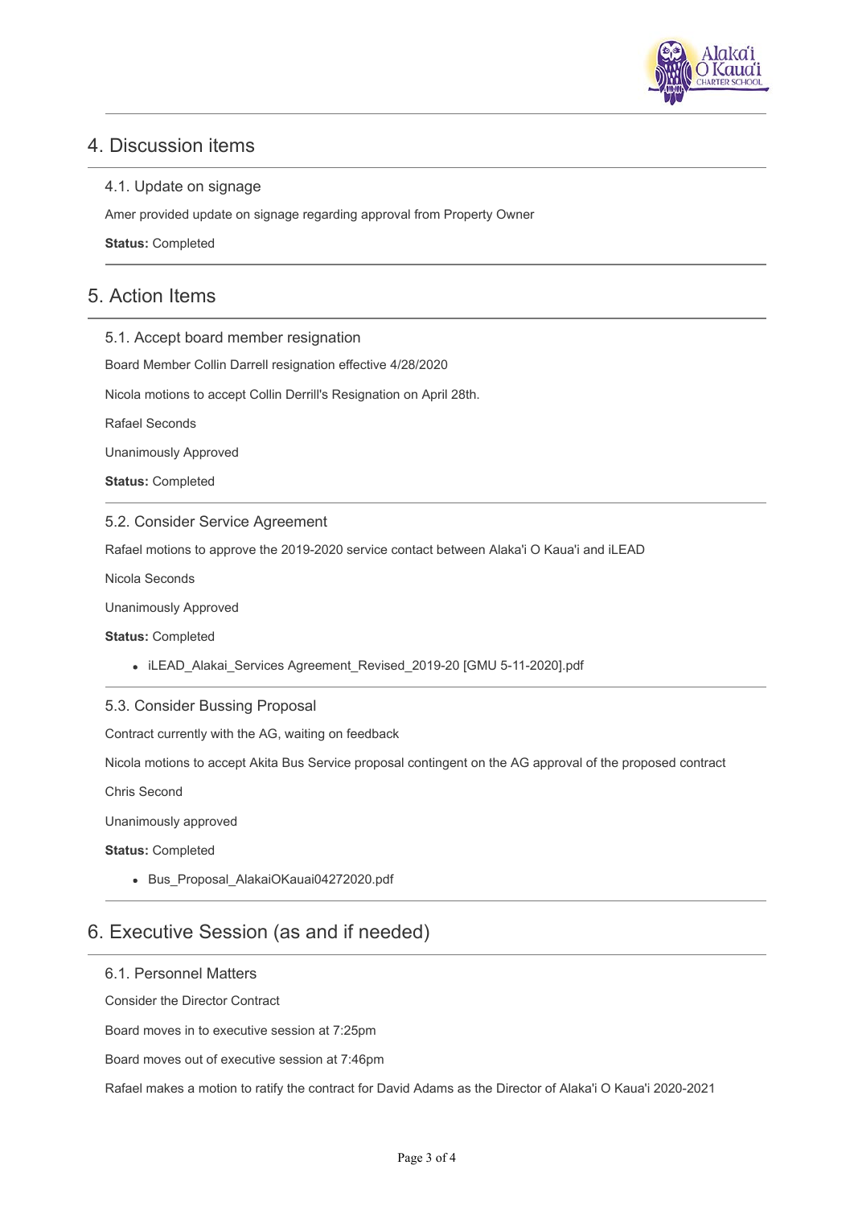## 4. Discussion items

### 4.1. Update on signage

Amer provided update on signage regarding approval from Property Owner

**Status:** Completed

## 5. Action Items

### 5.1. Accept board member resignation

Board Member Collin Darrell resignation effective 4/28/2020

Nicola motions to accept Collin Derrill's Resignation on April 28th.

Rafael Seconds

Unanimously Approved

**Status:** Completed

### 5.2. Consider Service Agreement

Rafael motions to approve the 2019-2020 service contact between Alaka'i O Kaua'i and iLEAD

Nicola Seconds

Unanimously Approved

**Status:** Completed

- iLEAD_Alakai_Services Agreement_Revised_2019-20 [GMU 5-11-2020].pdf

### 5.3. Consider Bussing Proposal

Contract currently with the AG, waiting on feedback

Nicola motions to accept Akita Bus Service proposal contingent on the AG approval of the proposed contract

Chris Second

Unanimously approved

**Status:** Completed

- Bus_Proposal_AlakaiOKauai04272020.pdf

## 6. Executive Session (as and if needed)

### 6.1. Personnel Matters

Consider the Director Contract

Board moves in to executive session at 7:25pm

Board moves out of executive session at 7:46pm

Rafael makes a motion to ratify the contract for David Adams as the Director of Alaka'i O Kaua'i 2020-2021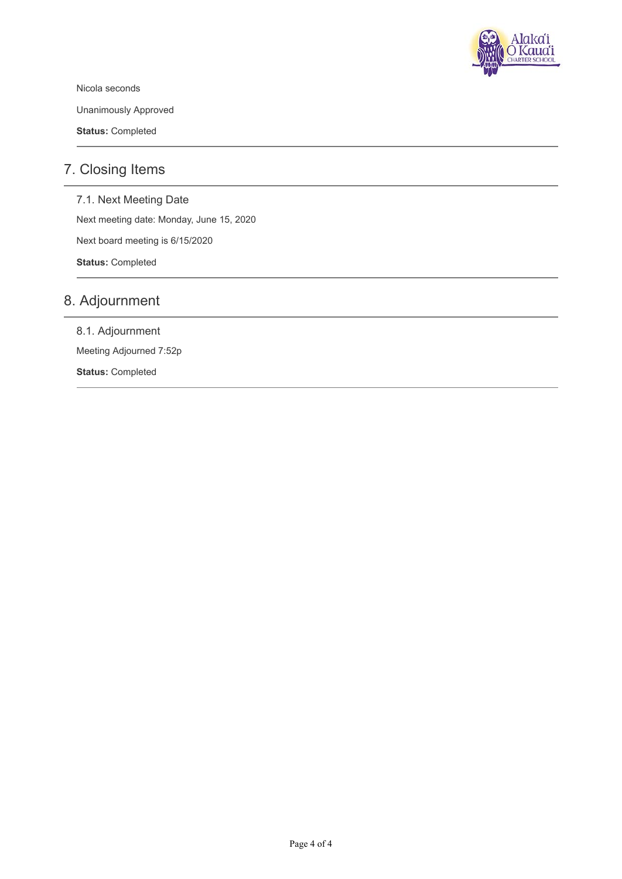Nicola seconds

Unanimously Approved

**Status:** Completed

# 7. Closing Items

## 7.1. Next Meeting Date

Next meeting date: Monday, June 15, 2020

Next board meeting is 6/15/2020

**Status:** Completed

# 8. Adjournment

## 8.1. Adjournment

Meeting Adjourned 7:52p

**Status:** Completed